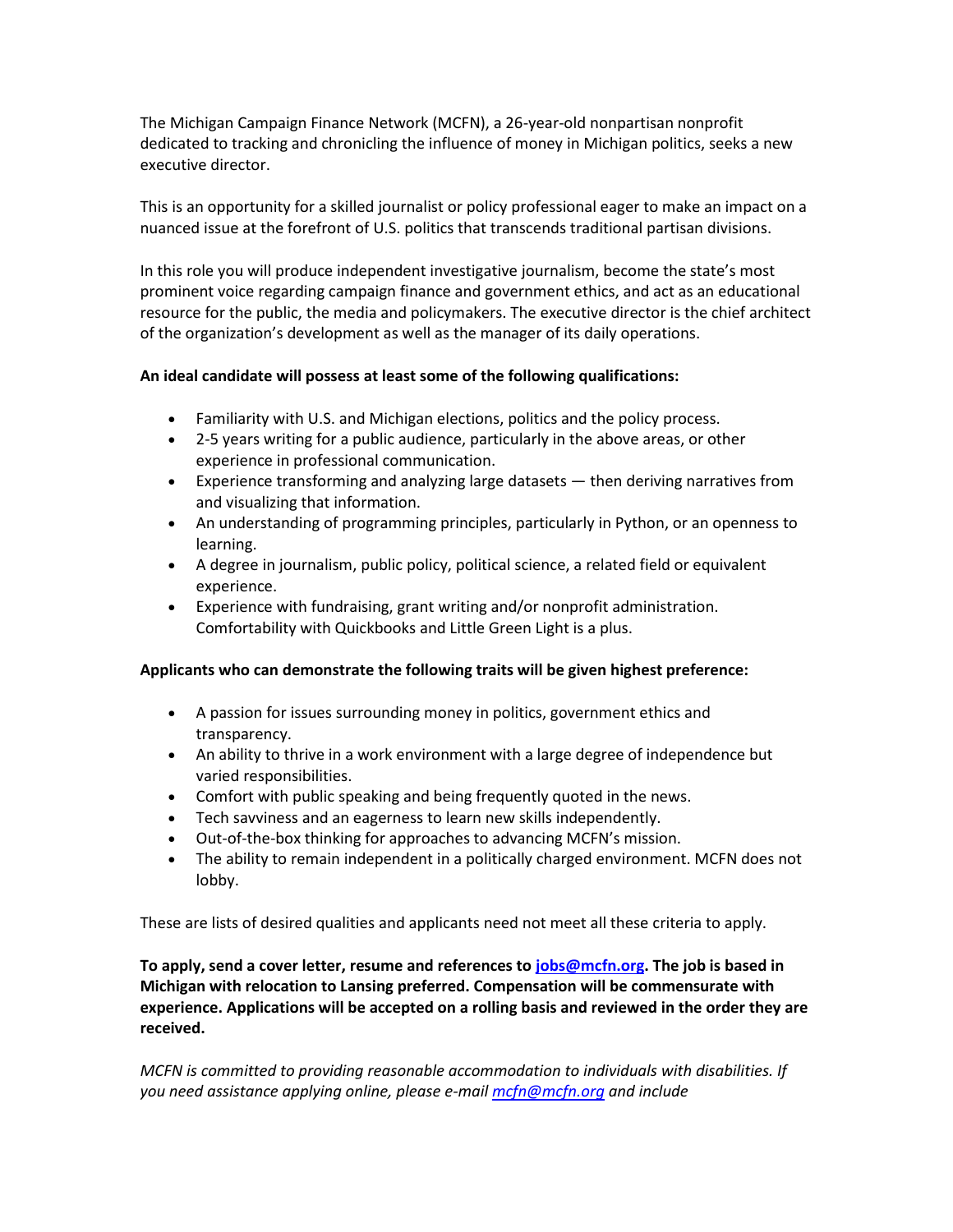The Michigan Campaign Finance Network (MCFN), a 26-year-old nonpartisan nonprofit dedicated to tracking and chronicling the influence of money in Michigan politics, seeks a new executive director.

This is an opportunity for a skilled journalist or policy professional eager to make an impact on a nuanced issue at the forefront of U.S. politics that transcends traditional partisan divisions.

In this role you will produce independent investigative journalism, become the state's most prominent voice regarding campaign finance and government ethics, and act as an educational resource for the public, the media and policymakers. The executive director is the chief architect of the organization's development as well as the manager of its daily operations.

**An ideal candidate will possess at least some of the following qualifications:**

- Familiarity with U.S. and Michigan elections, politics and the policy process.
- 2-5 years writing for a public audience, particularly in the above areas, or other experience in professional communication.
- Experience transforming and analyzing large datasets — then deriving narratives from and visualizing that information.
- An understanding of programming principles, particularly in Python, or an openness to learning.
- A degree in journalism, public policy, political science, a related field or equivalent experience.
- Experience with fundraising, grant writing and/or nonprofit administration. Comfortability with Quickbooks and Little Green Light is a plus.

**Applicants who can demonstrate the following traits will be given highest preference:**

- A passion for issues surrounding money in politics, government ethics and transparency.
- An ability to thrive in a work environment with a large degree of independence but varied responsibilities.
- Comfort with public speaking and being frequently quoted in the news.
- Tech savviness and an eagerness to learn new skills independently.
- Out-of-the-box thinking for approaches to advancing MCFN's mission.
- The ability to remain independent in a politically charged environment. MCFN does not lobby.

These are lists of desired qualities and applicants need not meet all these criteria to apply.

**To apply, send a cover letter, resume and references to jobs@mcfn.org. The job is based in Michigan with relocation to Lansing preferred. Compensation will be commensurate with experience. Applications will be accepted on a rolling basis and reviewed in the order they are received.**

*MCFN is committed to providing reasonable accommodation to individuals with disabilities. If you need assistance applying online, please e-mail mcfn@mcfn.org and include*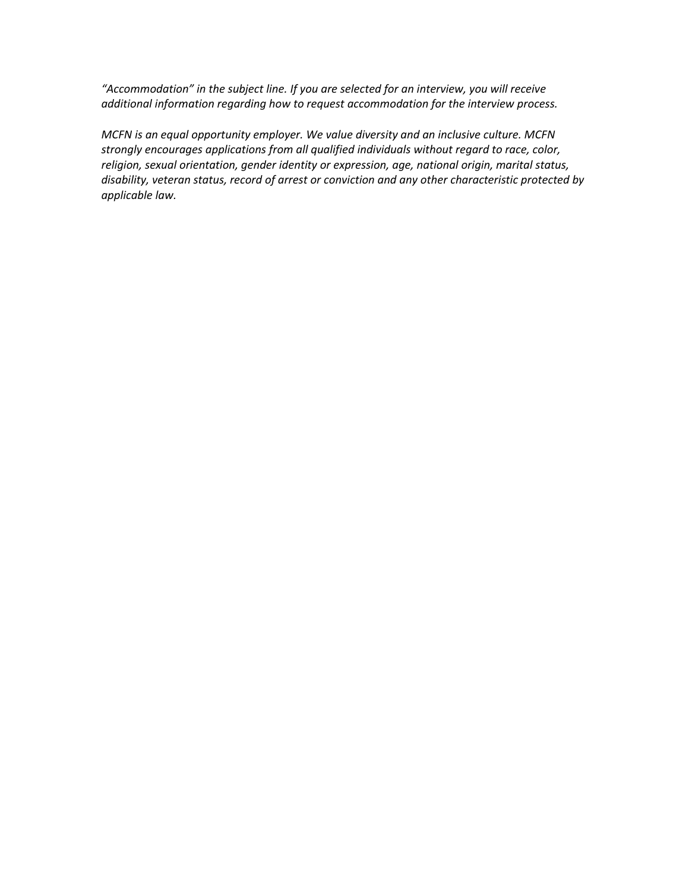*“Accommodation” in the subject line. If you are selected for an interview, you will receive additional information regarding how to request accommodation for the interview process.*

*MCFN is an equal opportunity employer. We value diversity and an inclusive culture. MCFN strongly encourages applications from all qualified individuals without regard to race, color, religion, sexual orientation, gender identity or expression, age, national origin, marital status, disability, veteran status, record of arrest or conviction and any other characteristic protected by applicable law.*